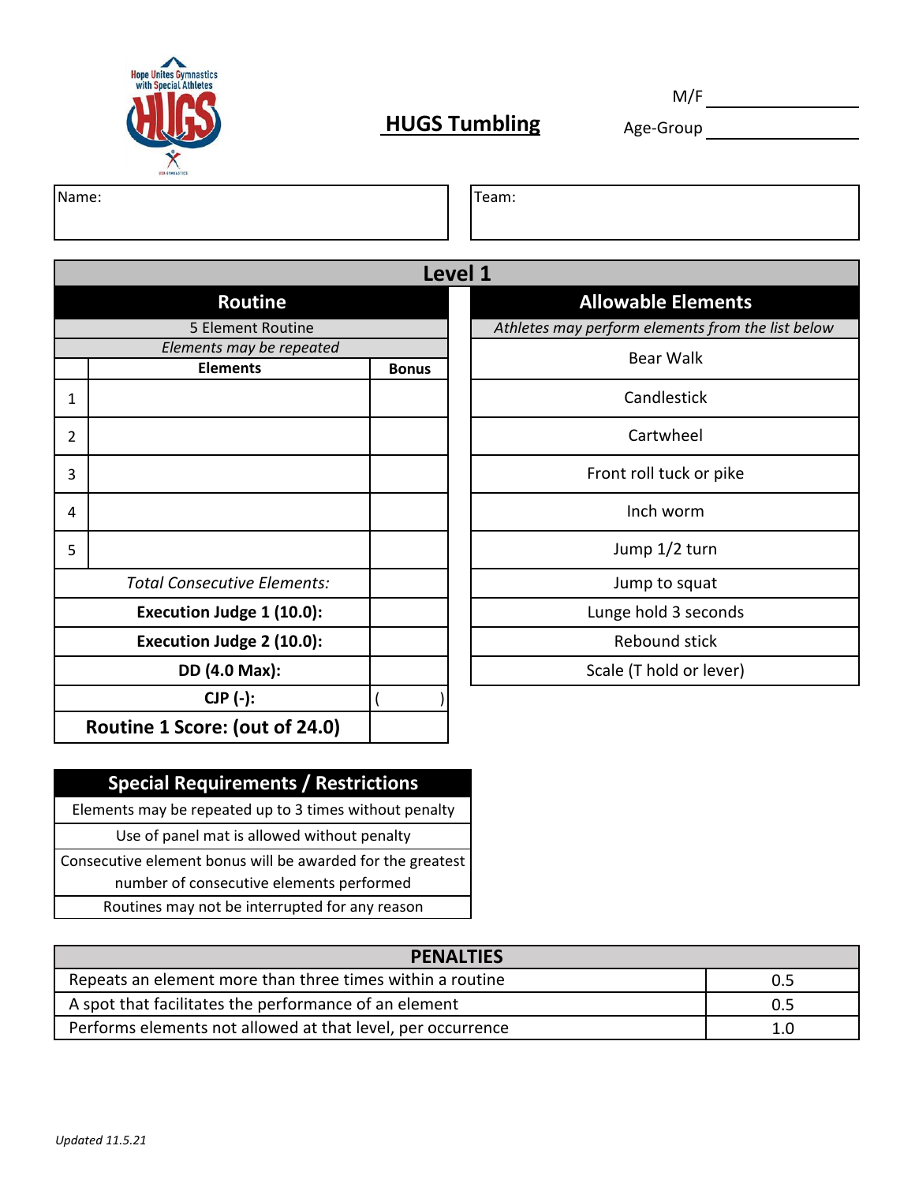Hope Unites Gymnastics with Special Athletes

# HUGS Tumbling

M/F ____________

Age-Group ____________

| Name: | Team: |
|---|---|
| | |

## Level 1

| | Routine | | Allowable Elements |
|---|---|---|---|
| | 5 Element Routine | | *Athletes may perform elements from the list below* |
| | *Elements may be repeated* | | Bear Walk |
| | **Elements** | **Bonus** | |
| 1 | | | Candlestick |
| 2 | | | Cartwheel |
| 3 | | | Front roll tuck or pike |
| 4 | | | Inch worm |
| 5 | | | Jump 1/2 turn |
| | *Total Consecutive Elements:* | | Jump to squat |
| | **Execution Judge 1 (10.0):** | | Lunge hold 3 seconds |
| | **Execution Judge 2 (10.0):** | | Rebound stick |
| | **DD (4.0 Max):** | | Scale (T hold or lever) |
| | **CJP (-):** | ( ) | |
| | **Routine 1 Score: (out of 24.0)** | | |

| Special Requirements / Restrictions |
|---|
| Elements may be repeated up to 3 times without penalty |
| Use of panel mat is allowed without penalty |
| Consecutive element bonus will be awarded for the greatest number of consecutive elements performed |
| Routines may not be interrupted for any reason |

| PENALTIES | |
|---|---|
| Repeats an element more than three times within a routine | 0.5 |
| A spot that facilitates the performance of an element | 0.5 |
| Performs elements not allowed at that level, per occurrence | 1.0 |

*Updated 11.5.21*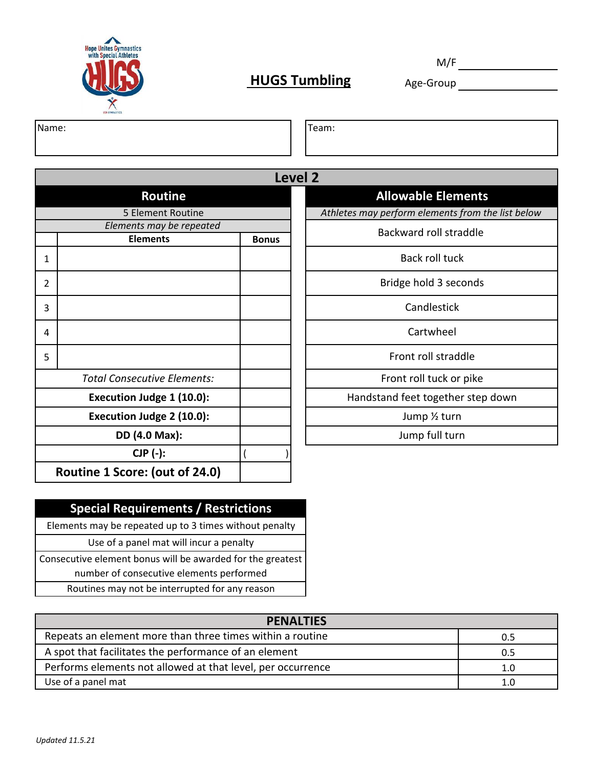Hope Unites Gymnastics with Special Athletes

# HUGS Tumbling

M/F \_\_\_\_\_\_\_\_\_\_\_\_\_\_

Age-Group \_\_\_\_\_\_\_\_\_\_\_\_\_\_

| Name: | Team: |
|---|---|
| | |

## Level 2

| Routine | | |
|---|---|---|
| 5 Element Routine | | |
| *Elements may be repeated* | | |
| | **Elements** | **Bonus** |
| 1 | | |
| 2 | | |
| 3 | | |
| 4 | | |
| 5 | | |
| *Total Consecutive Elements:* | | |
| **Execution Judge 1 (10.0):** | | |
| **Execution Judge 2 (10.0):** | | |
| **DD (4.0 Max):** | | |
| **CJP (-):** | | ( ) |
| **Routine 1 Score: (out of 24.0)** | | |

| Allowable Elements |
|---|
| *Athletes may perform elements from the list below* |
| Backward roll straddle |
| Back roll tuck |
| Bridge hold 3 seconds |
| Candlestick |
| Cartwheel |
| Front roll straddle |
| Front roll tuck or pike |
| Handstand feet together step down |
| Jump ½ turn |
| Jump full turn |

| Special Requirements / Restrictions |
|---|
| Elements may be repeated up to 3 times without penalty |
| Use of a panel mat will incur a penalty |
| Consecutive element bonus will be awarded for the greatest number of consecutive elements performed |
| Routines may not be interrupted for any reason |

| PENALTIES | |
|---|---|
| Repeats an element more than three times within a routine | 0.5 |
| A spot that facilitates the performance of an element | 0.5 |
| Performs elements not allowed at that level, per occurrence | 1.0 |
| Use of a panel mat | 1.0 |

*Updated 11.5.21*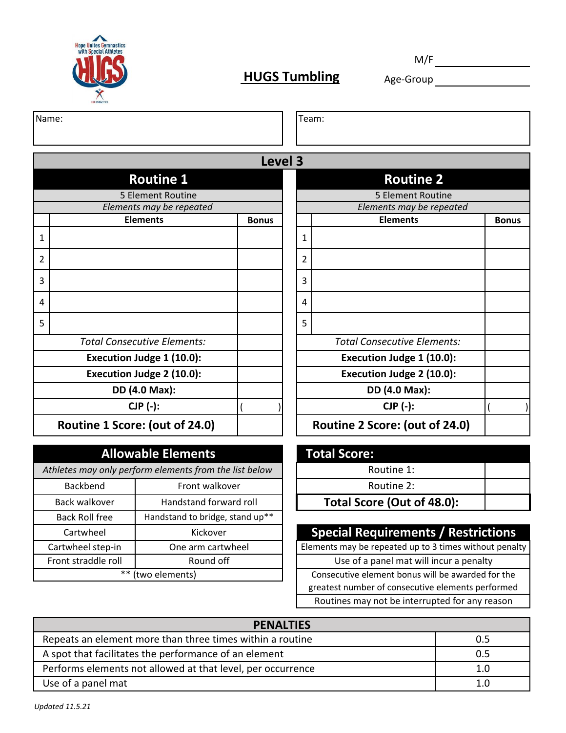# HUGS Tumbling

M/F ____________

Age-Group ____________

| Name: | Team: |
|---|---|
| | |

## Level 3

### Routine 1

5 Element Routine

*Elements may be repeated*

| | Elements | Bonus |
|---|---|---|
| 1 | | |
| 2 | | |
| 3 | | |
| 4 | | |
| 5 | | |
| *Total Consecutive Elements:* | | |
| **Execution Judge 1 (10.0):** | | |
| **Execution Judge 2 (10.0):** | | |
| **DD (4.0 Max):** | | |
| **CJP (-):** | | ( ) |
| **Routine 1 Score: (out of 24.0)** | | |

### Routine 2

5 Element Routine

*Elements may be repeated*

| | Elements | Bonus |
|---|---|---|
| 1 | | |
| 2 | | |
| 3 | | |
| 4 | | |
| 5 | | |
| *Total Consecutive Elements:* | | |
| **Execution Judge 1 (10.0):** | | |
| **Execution Judge 2 (10.0):** | | |
| **DD (4.0 Max):** | | |
| **CJP (-):** | | ( ) |
| **Routine 2 Score: (out of 24.0)** | | |

### Allowable Elements

*Athletes may only perform elements from the list below*

| | |
|---|---|
| Backbend | Front walkover |
| Back walkover | Handstand forward roll |
| Back Roll free | Handstand to bridge, stand up** |
| Cartwheel | Kickover |
| Cartwheel step-in | One arm cartwheel |
| Front straddle roll | Round off |
| ** (two elements) | |

### Total Score:

| | |
|---|---|
| Routine 1: | |
| Routine 2: | |
| **Total Score (Out of 48.0):** | |

### Special Requirements / Restrictions

- Elements may be repeated up to 3 times without penalty
- Use of a panel mat will incur a penalty
- Consecutive element bonus will be awarded for the greatest number of consecutive elements performed
- Routines may not be interrupted for any reason

### PENALTIES

| PENALTIES | |
|---|---|
| Repeats an element more than three times within a routine | 0.5 |
| A spot that facilitates the performance of an element | 0.5 |
| Performs elements not allowed at that level, per occurrence | 1.0 |
| Use of a panel mat | 1.0 |

*Updated 11.5.21*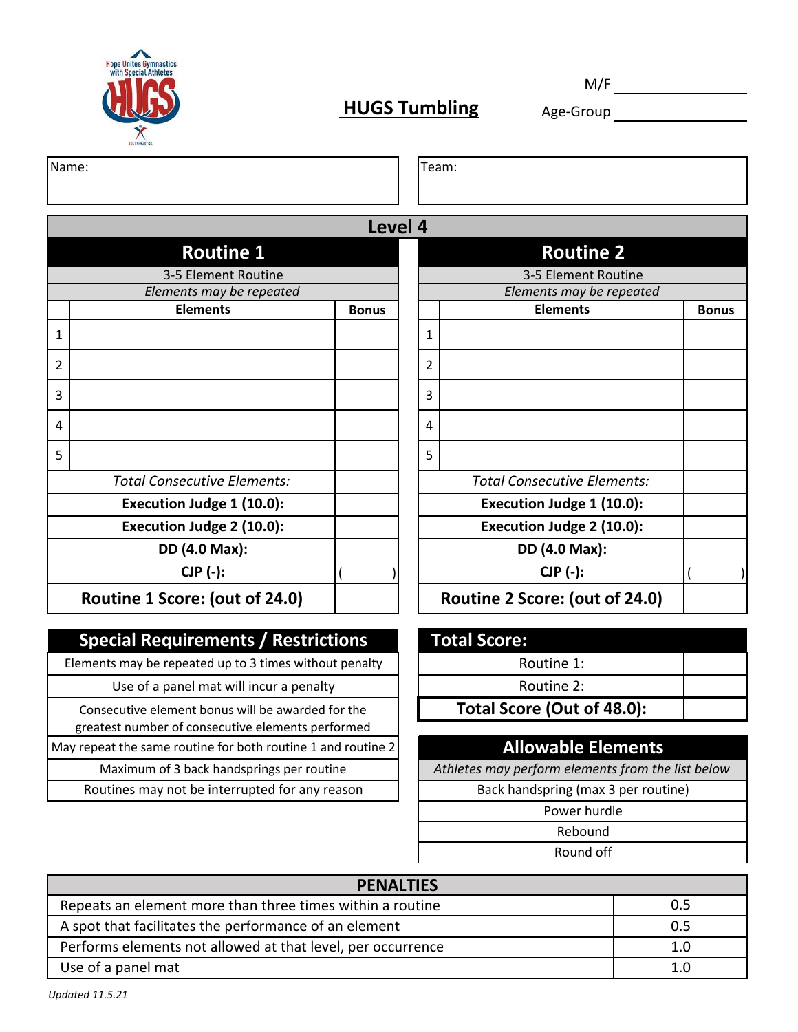# HUGS Tumbling

M/F ______________

Age-Group ______________

| Name: | Team: |
|---|---|
| | |

## Level 4

| Routine 1 | | |
|---|---|---|
| 3-5 Element Routine | | |
| *Elements may be repeated* | | |
| | **Elements** | **Bonus** |
| 1 | | |
| 2 | | |
| 3 | | |
| 4 | | |
| 5 | | |
| *Total Consecutive Elements:* | | |
| **Execution Judge 1 (10.0):** | | |
| **Execution Judge 2 (10.0):** | | |
| **DD (4.0 Max):** | | |
| **CJP (-):** | | ( ) |
| **Routine 1 Score: (out of 24.0)** | | |

| Routine 2 | | |
|---|---|---|
| 3-5 Element Routine | | |
| *Elements may be repeated* | | |
| | **Elements** | **Bonus** |
| 1 | | |
| 2 | | |
| 3 | | |
| 4 | | |
| 5 | | |
| *Total Consecutive Elements:* | | |
| **Execution Judge 1 (10.0):** | | |
| **Execution Judge 2 (10.0):** | | |
| **DD (4.0 Max):** | | |
| **CJP (-):** | | ( ) |
| **Routine 2 Score: (out of 24.0)** | | |

| Special Requirements / Restrictions |
|---|
| Elements may be repeated up to 3 times without penalty |
| Use of a panel mat will incur a penalty |
| Consecutive element bonus will be awarded for the greatest number of consecutive elements performed |
| May repeat the same routine for both routine 1 and routine 2 |
| Maximum of 3 back handsprings per routine |
| Routines may not be interrupted for any reason |

| Total Score: | |
|---|---|
| Routine 1: | |
| Routine 2: | |
| **Total Score (Out of 48.0):** | |

| Allowable Elements |
|---|
| *Athletes may perform elements from the list below* |
| Back handspring (max 3 per routine) |
| Power hurdle |
| Rebound |
| Round off |

| PENALTIES | |
|---|---|
| Repeats an element more than three times within a routine | 0.5 |
| A spot that facilitates the performance of an element | 0.5 |
| Performs elements not allowed at that level, per occurrence | 1.0 |
| Use of a panel mat | 1.0 |

*Updated 11.5.21*